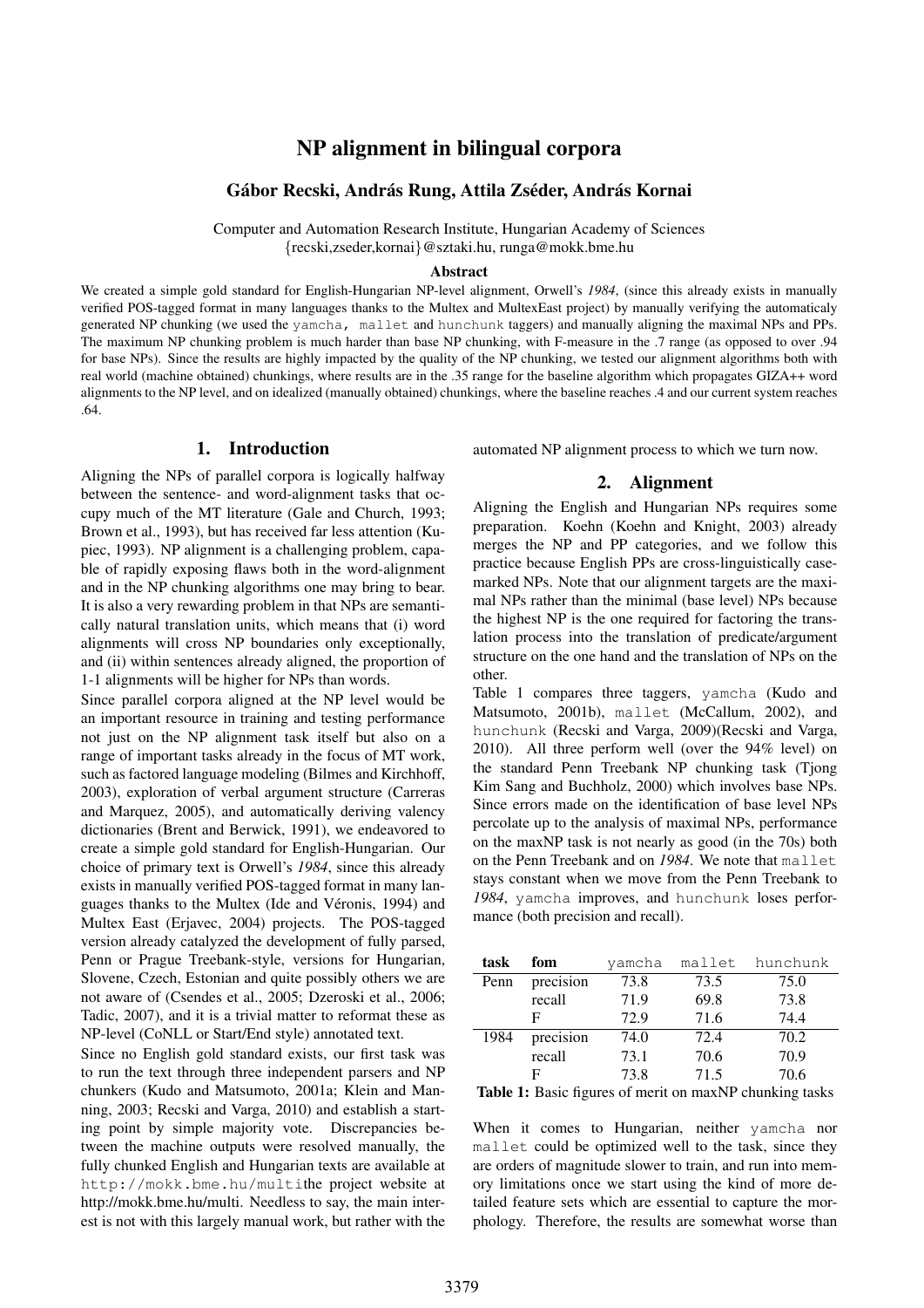# NP alignment in bilingual corpora

**Gábor Recski, András Rung, Attila Zséder, András Kornai**

Computer and Automation Research Institute, Hungarian Academy of Sciences
{recski,zseder,kornai}@sztaki.hu, runga@mokk.bme.hu

## Abstract

We created a simple gold standard for English-Hungarian NP-level alignment, Orwell's *1984*, (since this already exists in manually verified POS-tagged format in many languages thanks to the Multex and MultexEast project) by manually verifying the automaticaly generated NP chunking (we used the yamcha, mallet and hunchunk taggers) and manually aligning the maximal NPs and PPs. The maximum NP chunking problem is much harder than base NP chunking, with F-measure in the .7 range (as opposed to over .94 for base NPs). Since the results are highly impacted by the quality of the NP chunking, we tested our alignment algorithms both with real world (machine obtained) chunkings, where results are in the .35 range for the baseline algorithm which propagates GIZA++ word alignments to the NP level, and on idealized (manually obtained) chunkings, where the baseline reaches .4 and our current system reaches .64.

## 1. Introduction

Aligning the NPs of parallel corpora is logically halfway between the sentence- and word-alignment tasks that occupy much of the MT literature (Gale and Church, 1993; Brown et al., 1993), but has received far less attention (Kupiec, 1993). NP alignment is a challenging problem, capable of rapidly exposing flaws both in the word-alignment and in the NP chunking algorithms one may bring to bear. It is also a very rewarding problem in that NPs are semantically natural translation units, which means that (i) word alignments will cross NP boundaries only exceptionally, and (ii) within sentences already aligned, the proportion of 1-1 alignments will be higher for NPs than words.

Since parallel corpora aligned at the NP level would be an important resource in training and testing performance not just on the NP alignment task itself but also on a range of important tasks already in the focus of MT work, such as factored language modeling (Bilmes and Kirchhoff, 2003), exploration of verbal argument structure (Carreras and Marquez, 2005), and automatically deriving valency dictionaries (Brent and Berwick, 1991), we endeavored to create a simple gold standard for English-Hungarian. Our choice of primary text is Orwell's *1984*, since this already exists in manually verified POS-tagged format in many languages thanks to the Multex (Ide and Véronis, 1994) and Multex East (Erjavec, 2004) projects. The POS-tagged version already catalyzed the development of fully parsed, Penn or Prague Treebank-style, versions for Hungarian, Slovene, Czech, Estonian and quite possibly others we are not aware of (Csendes et al., 2005; Dzeroski et al., 2006; Tadic, 2007), and it is a trivial matter to reformat these as NP-level (CoNLL or Start/End style) annotated text.

Since no English gold standard exists, our first task was to run the text through three independent parsers and NP chunkers (Kudo and Matsumoto, 2001a; Klein and Manning, 2003; Recski and Varga, 2010) and establish a starting point by simple majority vote. Discrepancies between the machine outputs were resolved manually, the fully chunked English and Hungarian texts are available at http://mokk.bme.hu/multithe project website at http://mokk.bme.hu/multi. Needless to say, the main interest is not with this largely manual work, but rather with the automated NP alignment process to which we turn now.

## 2. Alignment

Aligning the English and Hungarian NPs requires some preparation. Koehn (Koehn and Knight, 2003) already merges the NP and PP categories, and we follow this practice because English PPs are cross-linguistically case-marked NPs. Note that our alignment targets are the maximal NPs rather than the minimal (base level) NPs because the highest NP is the one required for factoring the translation process into the translation of predicate/argument structure on the one hand and the translation of NPs on the other.

Table 1 compares three taggers, yamcha (Kudo and Matsumoto, 2001b), mallet (McCallum, 2002), and hunchunk (Recski and Varga, 2009)(Recski and Varga, 2010). All three perform well (over the 94% level) on the standard Penn Treebank NP chunking task (Tjong Kim Sang and Buchholz, 2000) which involves base NPs. Since errors made on the identification of base level NPs percolate up to the analysis of maximal NPs, performance on the maxNP task is not nearly as good (in the 70s) both on the Penn Treebank and on *1984*. We note that mallet stays constant when we move from the Penn Treebank to *1984*, yamcha improves, and hunchunk loses performance (both precision and recall).

| task | fom | yamcha | mallet | hunchunk |
|---|---|---|---|---|
| Penn | precision | 73.8 | 73.5 | 75.0 |
| | recall | 71.9 | 69.8 | 73.8 |
| | F | 72.9 | 71.6 | 74.4 |
| 1984 | precision | 74.0 | 72.4 | 70.2 |
| | recall | 73.1 | 70.6 | 70.9 |
| | F | 73.8 | 71.5 | 70.6 |

**Table 1:** Basic figures of merit on maxNP chunking tasks

When it comes to Hungarian, neither yamcha nor mallet could be optimized well to the task, since they are orders of magnitude slower to train, and run into memory limitations once we start using the kind of more detailed feature sets which are essential to capture the morphology. Therefore, the results are somewhat worse than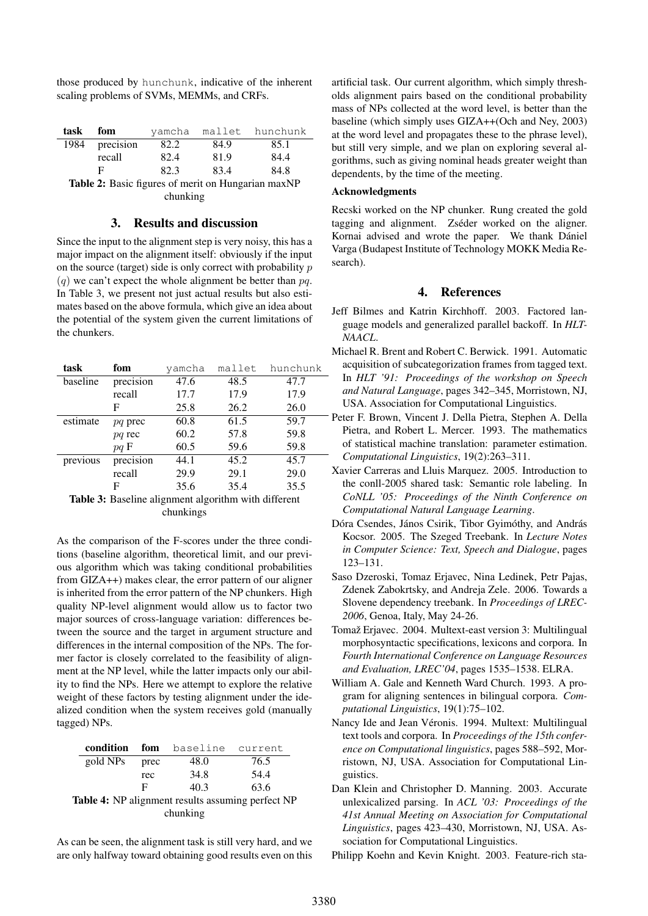those produced by `hunchunk`, indicative of the inherent scaling problems of SVMs, MEMMs, and CRFs.

| task | fom | yamcha | mallet | hunchunk |
|---|---|---|---|---|
| 1984 | precision | 82.2 | 84.9 | 85.1 |
| | recall | 82.4 | 81.9 | 84.4 |
| | F | 82.3 | 83.4 | 84.8 |

**Table 2:** Basic figures of merit on Hungarian maxNP chunking

## 3. Results and discussion

Since the input to the alignment step is very noisy, this has a major impact on the alignment itself: obviously if the input on the source (target) side is only correct with probability $p$ ($q$) we can't expect the whole alignment be better than $pq$. In Table 3, we present not just actual results but also estimates based on the above formula, which give an idea about the potential of the system given the current limitations of the chunkers.

| task | fom | yamcha | mallet | hunchunk |
|---|---|---|---|---|
| baseline | precision | 47.6 | 48.5 | 47.7 |
| | recall | 17.7 | 17.9 | 17.9 |
| | F | 25.8 | 26.2 | 26.0 |
| estimate | $pq$ prec | 60.8 | 61.5 | 59.7 |
| | $pq$ rec | 60.2 | 57.8 | 59.8 |
| | $pq$ F | 60.5 | 59.6 | 59.8 |
| previous | precision | 44.1 | 45.2 | 45.7 |
| | recall | 29.9 | 29.1 | 29.0 |
| | F | 35.6 | 35.4 | 35.5 |

**Table 3:** Baseline alignment algorithm with different chunkings

As the comparison of the F-scores under the three conditions (baseline algorithm, theoretical limit, and our previous algorithm which was taking conditional probabilities from GIZA++) makes clear, the error pattern of our aligner is inherited from the error pattern of the NP chunkers. High quality NP-level alignment would allow us to factor two major sources of cross-language variation: differences between the source and the target in argument structure and differences in the internal composition of the NPs. The former factor is closely correlated to the feasibility of alignment at the NP level, while the latter impacts only our ability to find the NPs. Here we attempt to explore the relative weight of these factors by testing alignment under the idealized condition when the system receives gold (manually tagged) NPs.

| condition | fom | baseline | current |
|---|---|---|---|
| gold NPs | prec | 48.0 | 76.5 |
| | rec | 34.8 | 54.4 |
| | F | 40.3 | 63.6 |

**Table 4:** NP alignment results assuming perfect NP chunking

As can be seen, the alignment task is still very hard, and we are only halfway toward obtaining good results even on this artificial task. Our current algorithm, which simply thresholds alignment pairs based on the conditional probability mass of NPs collected at the word level, is better than the baseline (which simply uses GIZA++(Och and Ney, 2003) at the word level and propagates these to the phrase level), but still very simple, and we plan on exploring several algorithms, such as giving nominal heads greater weight than dependents, by the time of the meeting.

**Acknowledgments**

Recski worked on the NP chunker. Rung created the gold tagging and alignment. Zséder worked on the aligner. Kornai advised and wrote the paper. We thank Dániel Varga (Budapest Institute of Technology MOKK Media Research).

## 4. References

Jeff Bilmes and Katrin Kirchhoff. 2003. Factored language models and generalized parallel backoff. In *HLT-NAACL*.

Michael R. Brent and Robert C. Berwick. 1991. Automatic acquisition of subcategorization frames from tagged text. In *HLT '91: Proceedings of the workshop on Speech and Natural Language*, pages 342–345, Morristown, NJ, USA. Association for Computational Linguistics.

Peter F. Brown, Vincent J. Della Pietra, Stephen A. Della Pietra, and Robert L. Mercer. 1993. The mathematics of statistical machine translation: parameter estimation. *Computational Linguistics*, 19(2):263–311.

Xavier Carreras and Lluis Marquez. 2005. Introduction to the conll-2005 shared task: Semantic role labeling. In *CoNLL '05: Proceedings of the Ninth Conference on Computational Natural Language Learning*.

Dóra Csendes, János Csirik, Tibor Gyimóthy, and András Kocsor. 2005. The Szeged Treebank. In *Lecture Notes in Computer Science: Text, Speech and Dialogue*, pages 123–131.

Saso Dzeroski, Tomaz Erjavec, Nina Ledinek, Petr Pajas, Zdenek Zabokrtsky, and Andreja Zele. 2006. Towards a Slovene dependency treebank. In *Proceedings of LREC-2006*, Genoa, Italy, May 24-26.

Tomaž Erjavec. 2004. Multext-east version 3: Multilingual morphosyntactic specifications, lexicons and corpora. In *Fourth International Conference on Language Resources and Evaluation, LREC'04*, pages 1535–1538. ELRA.

William A. Gale and Kenneth Ward Church. 1993. A program for aligning sentences in bilingual corpora. *Computational Linguistics*, 19(1):75–102.

Nancy Ide and Jean Véronis. 1994. Multext: Multilingual text tools and corpora. In *Proceedings of the 15th conference on Computational linguistics*, pages 588–592, Morristown, NJ, USA. Association for Computational Linguistics.

Dan Klein and Christopher D. Manning. 2003. Accurate unlexicalized parsing. In *ACL '03: Proceedings of the 41st Annual Meeting on Association for Computational Linguistics*, pages 423–430, Morristown, NJ, USA. Association for Computational Linguistics.

Philipp Koehn and Kevin Knight. 2003. Feature-rich sta-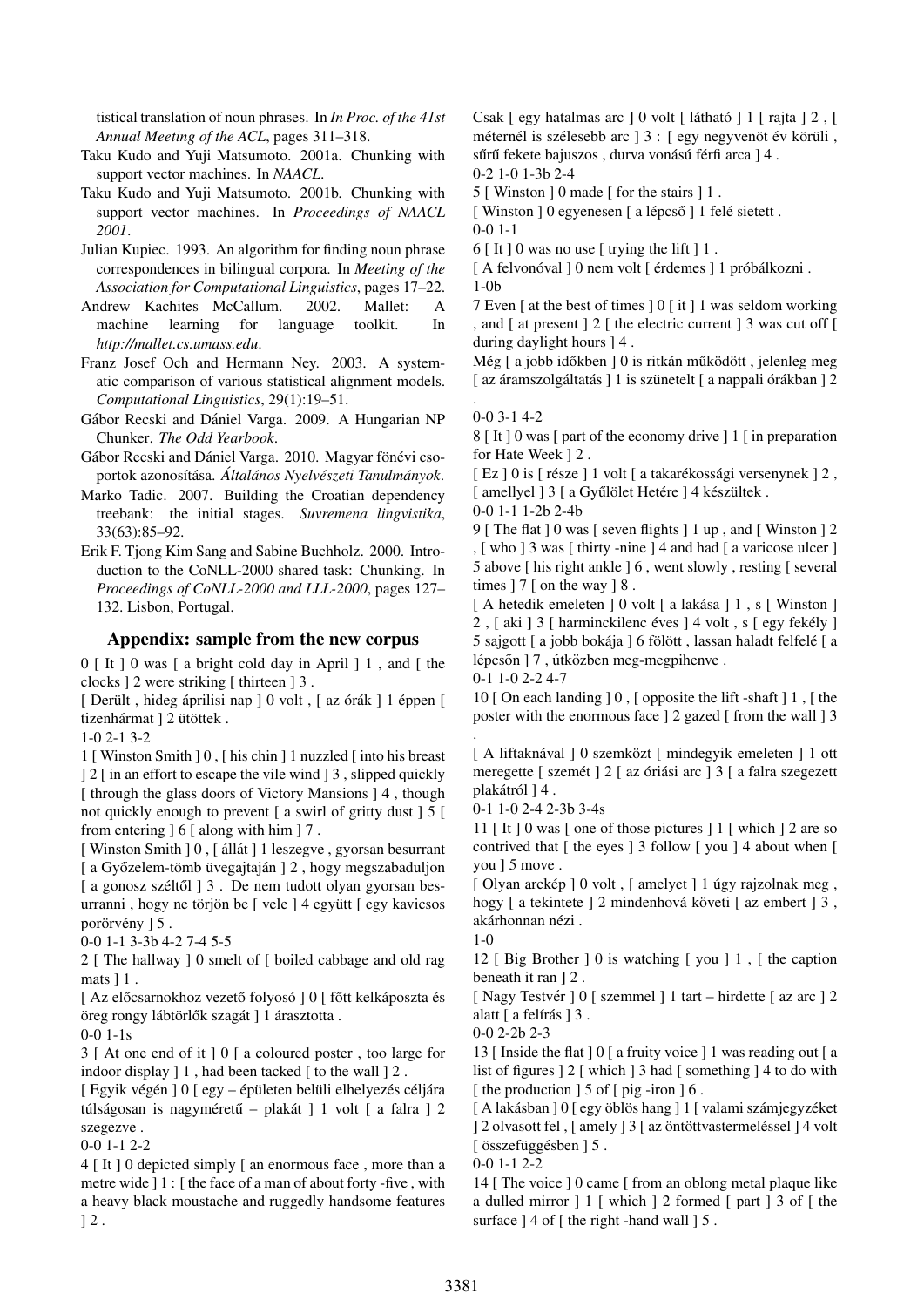tistical translation of noun phrases. In *In Proc. of the 41st Annual Meeting of the ACL*, pages 311–318.

Taku Kudo and Yuji Matsumoto. 2001a. Chunking with support vector machines. In *NAACL*.

Taku Kudo and Yuji Matsumoto. 2001b. Chunking with support vector machines. In *Proceedings of NAACL 2001*.

Julian Kupiec. 1993. An algorithm for finding noun phrase correspondences in bilingual corpora. In *Meeting of the Association for Computational Linguistics*, pages 17–22.

Andrew Kachites McCallum. 2002. Mallet: A machine learning for language toolkit. In *http://mallet.cs.umass.edu*.

Franz Josef Och and Hermann Ney. 2003. A systematic comparison of various statistical alignment models. *Computational Linguistics*, 29(1):19–51.

Gábor Recski and Dániel Varga. 2009. A Hungarian NP Chunker. *The Odd Yearbook*.

Gábor Recski and Dániel Varga. 2010. Magyar főnévi csoportok azonosítása. *Általános Nyelvészeti Tanulmányok*.

Marko Tadic. 2007. Building the Croatian dependency treebank: the initial stages. *Suvremena lingvistika*, 33(63):85–92.

Erik F. Tjong Kim Sang and Sabine Buchholz. 2000. Introduction to the CoNLL-2000 shared task: Chunking. In *Proceedings of CoNLL-2000 and LLL-2000*, pages 127–132. Lisbon, Portugal.

## Appendix: sample from the new corpus

0 [ It ] 0 was [ a bright cold day in April ] 1 , and [ the clocks ] 2 were striking [ thirteen ] 3 .
[ Derült , hideg áprilisi nap ] 0 volt , [ az órák ] 1 éppen [ tizenhármat ] 2 ütöttek .
1-0 2-1 3-2

1 [ Winston Smith ] 0 , [ his chin ] 1 nuzzled [ into his breast ] 2 [ in an effort to escape the vile wind ] 3 , slipped quickly [ through the glass doors of Victory Mansions ] 4 , though not quickly enough to prevent [ a swirl of gritty dust ] 5 [ from entering ] 6 [ along with him ] 7 .
[ Winston Smith ] 0 , [ állát ] 1 leszegve , gyorsan besurrant [ a Győzelem-tömb üvegajtaján ] 2 , hogy megszabaduljon [ a gonosz széltől ] 3 . De nem tudott olyan gyorsan besurranni , hogy ne törjön be [ vele ] 4 együtt [ egy kavicsos porörvény ] 5 .
0-0 1-1 3-3b 4-2 7-4 5-5

2 [ The hallway ] 0 smelt of [ boiled cabbage and old rag mats ] 1 .
[ Az előcsarnokhoz vezető folyosó ] 0 [ főtt kelkáposzta és öreg rongy lábtörlők szagát ] 1 árasztotta .
0-0 1-1s

3 [ At one end of it ] 0 [ a coloured poster , too large for indoor display ] 1 , had been tacked [ to the wall ] 2 .
[ Egyik végén ] 0 [ egy – épületen belüli elhelyezés céljára túlságosan is nagyméretű – plakát ] 1 volt [ a falra ] 2 szegezve .
0-0 1-1 2-2

4 [ It ] 0 depicted simply [ an enormous face , more than a metre wide ] 1 : [ the face of a man of about forty -five , with a heavy black moustache and ruggedly handsome features ] 2 .
Csak [ egy hatalmas arc ] 0 volt [ látható ] 1 [ rajta ] 2 , [ méternél is szélesebb arc ] 3 : [ egy negyvenöt év körüli , sűrű fekete bajuszos , durva vonású férfi arca ] 4 .
0-2 1-0 1-3b 2-4

5 [ Winston ] 0 made [ for the stairs ] 1 .
[ Winston ] 0 egyenesen [ a lépcső ] 1 felé sietett .
0-0 1-1

6 [ It ] 0 was no use [ trying the lift ] 1 .
[ A felvonóval ] 0 nem volt [ érdemes ] 1 próbálkozni .
1-0b

7 Even [ at the best of times ] 0 [ it ] 1 was seldom working , and [ at present ] 2 [ the electric current ] 3 was cut off [ during daylight hours ] 4 .
Még [ a jobb időkben ] 0 is ritkán működött , jelenleg meg [ az áramszolgáltatás ] 1 is szünetelt [ a nappali órákban ] 2 .
0-0 3-1 4-2

8 [ It ] 0 was [ part of the economy drive ] 1 [ in preparation for Hate Week ] 2 .
[ Ez ] 0 is [ része ] 1 volt [ a takarékossági versenynek ] 2 , [ amellyel ] 3 [ a Gyűlölet Hetére ] 4 készültek .
0-0 1-1 1-2b 2-4b

9 [ The flat ] 0 was [ seven flights ] 1 up , and [ Winston ] 2 , [ who ] 3 was [ thirty -nine ] 4 and had [ a varicose ulcer ] 5 above [ his right ankle ] 6 , went slowly , resting [ several times ] 7 [ on the way ] 8 .
[ A hetedik emeleten ] 0 volt [ a lakása ] 1 , s [ Winston ] 2 , [ aki ] 3 [ harminckilenc éves ] 4 volt , s [ egy fekély ] 5 sajgott [ a jobb bokája ] 6 fölött , lassan haladt felfelé [ a lépcsőn ] 7 , útközben meg-megpihenve .
0-1 1-0 2-2 4-7

10 [ On each landing ] 0 , [ opposite the lift -shaft ] 1 , [ the poster with the enormous face ] 2 gazed [ from the wall ] 3 .
[ A liftaknával ] 0 szemközt [ mindegyik emeleten ] 1 ott meregette [ szemét ] 2 [ az óriási arc ] 3 [ a falra szegezett plakátról ] 4 .
0-1 1-0 2-4 2-3b 3-4s

11 [ It ] 0 was [ one of those pictures ] 1 [ which ] 2 are so contrived that [ the eyes ] 3 follow [ you ] 4 about when [ you ] 5 move .
[ Olyan arckép ] 0 volt , [ amelyet ] 1 úgy rajzolnak meg , hogy [ a tekintete ] 2 mindenhová követi [ az embert ] 3 , akárhonnan nézi .
1-0

12 [ Big Brother ] 0 is watching [ you ] 1 , [ the caption beneath it ran ] 2 .
[ Nagy Testvér ] 0 [ szemmel ] 1 tart – hirdette [ az arc ] 2 alatt [ a felírás ] 3 .
0-0 2-2b 2-3

13 [ Inside the flat ] 0 [ a fruity voice ] 1 was reading out [ a list of figures ] 2 [ which ] 3 had [ something ] 4 to do with [ the production ] 5 of [ pig -iron ] 6 .
[ A lakásban ] 0 [ egy öblös hang ] 1 [ valami számjegyzéket ] 2 olvasott fel , [ amely ] 3 [ az öntöttvastermeléssel ] 4 volt [ összefüggésben ] 5 .
0-0 1-1 2-2

14 [ The voice ] 0 came [ from an oblong metal plaque like a dulled mirror ] 1 [ which ] 2 formed [ part ] 3 of [ the surface ] 4 of [ the right -hand wall ] 5 .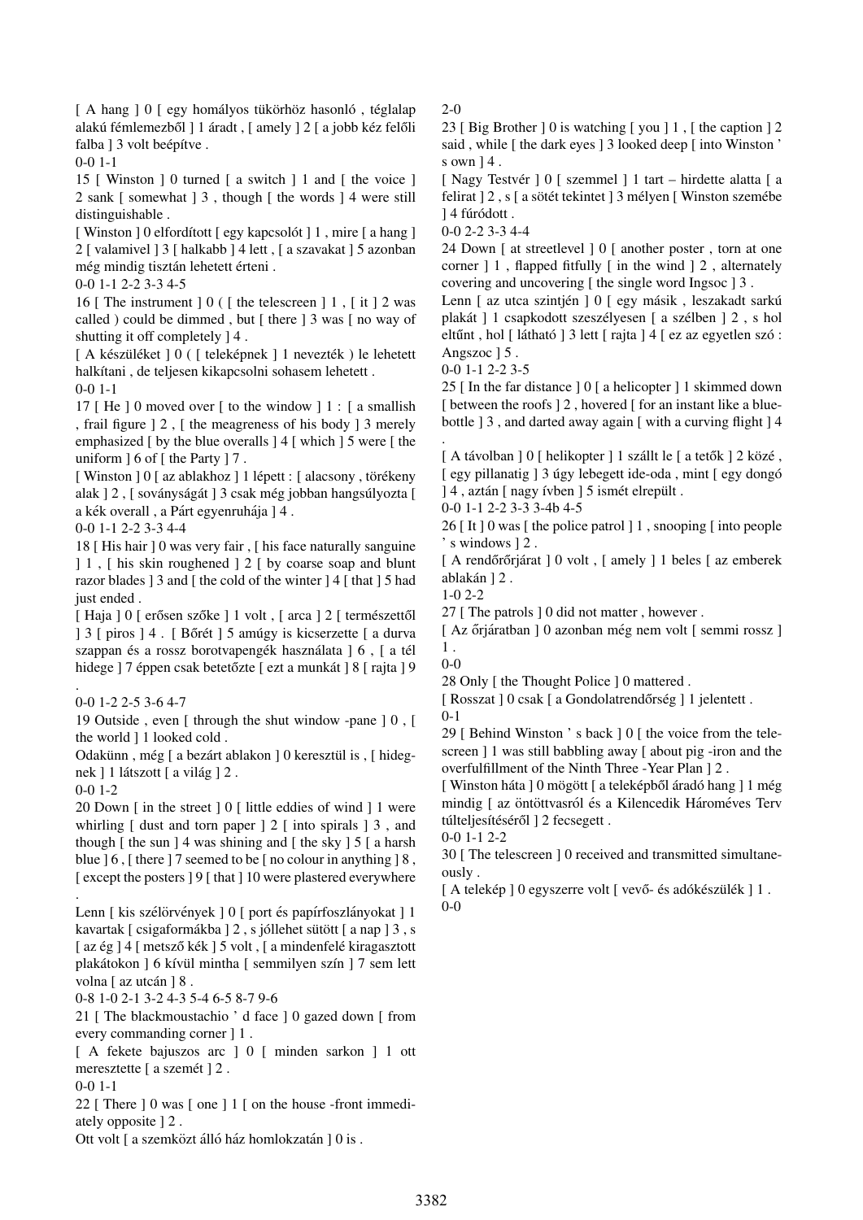[ A hang ] 0 [ egy homályos tükörhöz hasonló , téglalap alakú fémlemezből ] 1 áradt , [ amely ] 2 [ a jobb kéz felőli falba ] 3 volt beépítve .
0-0 1-1

15 [ Winston ] 0 turned [ a switch ] 1 and [ the voice ] 2 sank [ somewhat ] 3 , though [ the words ] 4 were still distinguishable .
[ Winston ] 0 elfordított [ egy kapcsolót ] 1 , mire [ a hang ] 2 [ valamivel ] 3 [ halkabb ] 4 lett , [ a szavakat ] 5 azonban még mindig tisztán lehetett érteni .
0-0 1-1 2-2 3-3 4-5

16 [ The instrument ] 0 ( [ the telescreen ] 1 , [ it ] 2 was called ) could be dimmed , but [ there ] 3 was [ no way of shutting it off completely ] 4 .
[ A készüléket ] 0 ( [ teleképnek ] 1 nevezték ) le lehetett halkítani , de teljesen kikapcsolni sohasem lehetett .
0-0 1-1

17 [ He ] 0 moved over [ to the window ] 1 : [ a smallish , frail figure ] 2 , [ the meagreness of his body ] 3 merely emphasized [ by the blue overalls ] 4 [ which ] 5 were [ the uniform ] 6 of [ the Party ] 7 .
[ Winston ] 0 [ az ablakhoz ] 1 lépett : [ alacsony , törékeny alak ] 2 , [ soványságát ] 3 csak még jobban hangsúlyozta [ a kék overall , a Párt egyenruhája ] 4 .
0-0 1-1 2-2 3-3 4-4

18 [ His hair ] 0 was very fair , [ his face naturally sanguine ] 1 , [ his skin roughened ] 2 [ by coarse soap and blunt razor blades ] 3 and [ the cold of the winter ] 4 [ that ] 5 had just ended .
[ Haja ] 0 [ erősen szőke ] 1 volt , [ arca ] 2 [ természettől ] 3 [ piros ] 4 . [ Bőrét ] 5 amúgy is kicserzette [ a durva szappan és a rossz borotvapengék használata ] 6 , [ a tél hidege ] 7 éppen csak betetőzte [ ezt a munkát ] 8 [ rajta ] 9 .
0-0 1-2 2-5 3-6 4-7

19 Outside , even [ through the shut window -pane ] 0 , [ the world ] 1 looked cold .
Odakünn , még [ a bezárt ablakon ] 0 keresztül is , [ hidegnek ] 1 látszott [ a világ ] 2 .
0-0 1-2

20 Down [ in the street ] 0 [ little eddies of wind ] 1 were whirling [ dust and torn paper ] 2 [ into spirals ] 3 , and though [ the sun ] 4 was shining and [ the sky ] 5 [ a harsh blue ] 6 , [ there ] 7 seemed to be [ no colour in anything ] 8 , [ except the posters ] 9 [ that ] 10 were plastered everywhere .
Lenn [ kis szélörvények ] 0 [ port és papírfoszlányokat ] 1 kavartak [ csigaformákba ] 2 , s jóllehet sütött [ a nap ] 3 , s [ az ég ] 4 [ metsző kék ] 5 volt , [ a mindenfelé kiragasztott plakátokon ] 6 kívül mintha [ semmilyen szín ] 7 sem lett volna [ az utcán ] 8 .
0-8 1-0 2-1 3-2 4-3 5-4 6-5 8-7 9-6

21 [ The blackmoustachio ' d face ] 0 gazed down [ from every commanding corner ] 1 .
[ A fekete bajuszos arc ] 0 [ minden sarkon ] 1 ott meresztette [ a szemét ] 2 .
0-0 1-1

22 [ There ] 0 was [ one ] 1 [ on the house -front immediately opposite ] 2 .
Ott volt [ a szemközt álló ház homlokzatán ] 0 is .
2-0

23 [ Big Brother ] 0 is watching [ you ] 1 , [ the caption ] 2 said , while [ the dark eyes ] 3 looked deep [ into Winston ' s own ] 4 .
[ Nagy Testvér ] 0 [ szemmel ] 1 tart – hirdette alatta [ a felirat ] 2 , s [ a sötét tekintet ] 3 mélyen [ Winston szemébe ] 4 fúródott .
0-0 2-2 3-3 4-4

24 Down [ at streetlevel ] 0 [ another poster , torn at one corner ] 1 , flapped fitfully [ in the wind ] 2 , alternately covering and uncovering [ the single word Ingsoc ] 3 .
Lenn [ az utca szintjén ] 0 [ egy másik , leszakadt sarkú plakát ] 1 csapkodott szeszélyesen [ a szélben ] 2 , s hol eltűnt , hol [ látható ] 3 lett [ rajta ] 4 [ ez az egyetlen szó : Angszoc ] 5 .
0-0 1-1 2-2 3-5

25 [ In the far distance ] 0 [ a helicopter ] 1 skimmed down [ between the roofs ] 2 , hovered [ for an instant like a bluebottle ] 3 , and darted away again [ with a curving flight ] 4 .
[ A távolban ] 0 [ helikopter ] 1 szállt le [ a tetők ] 2 közé , [ egy pillanatig ] 3 úgy lebegett ide-oda , mint [ egy dongó ] 4 , aztán [ nagy ívben ] 5 ismét elrepült .
0-0 1-1 2-2 3-3 3-4b 4-5

26 [ It ] 0 was [ the police patrol ] 1 , snooping [ into people ' s windows ] 2 .
[ A rendőrőrjárat ] 0 volt , [ amely ] 1 beles [ az emberek ablakán ] 2 .
1-0 2-2

27 [ The patrols ] 0 did not matter , however .
[ Az őrjáratban ] 0 azonban még nem volt [ semmi rossz ] 1 .
0-0

28 Only [ the Thought Police ] 0 mattered .
[ Rosszat ] 0 csak [ a Gondolatrendőrség ] 1 jelentett .
0-1

29 [ Behind Winston ' s back ] 0 [ the voice from the telescreen ] 1 was still babbling away [ about pig -iron and the overfulfillment of the Ninth Three -Year Plan ] 2 .
[ Winston háta ] 0 mögött [ a teleképből áradó hang ] 1 még mindig [ az öntöttvasról és a Kilencedik Hároméves Terv túlteljesítéséről ] 2 fecsegett .
0-0 1-1 2-2

30 [ The telescreen ] 0 received and transmitted simultaneously .
[ A telekép ] 0 egyszerre volt [ vevő- és adókészülék ] 1 .
0-0